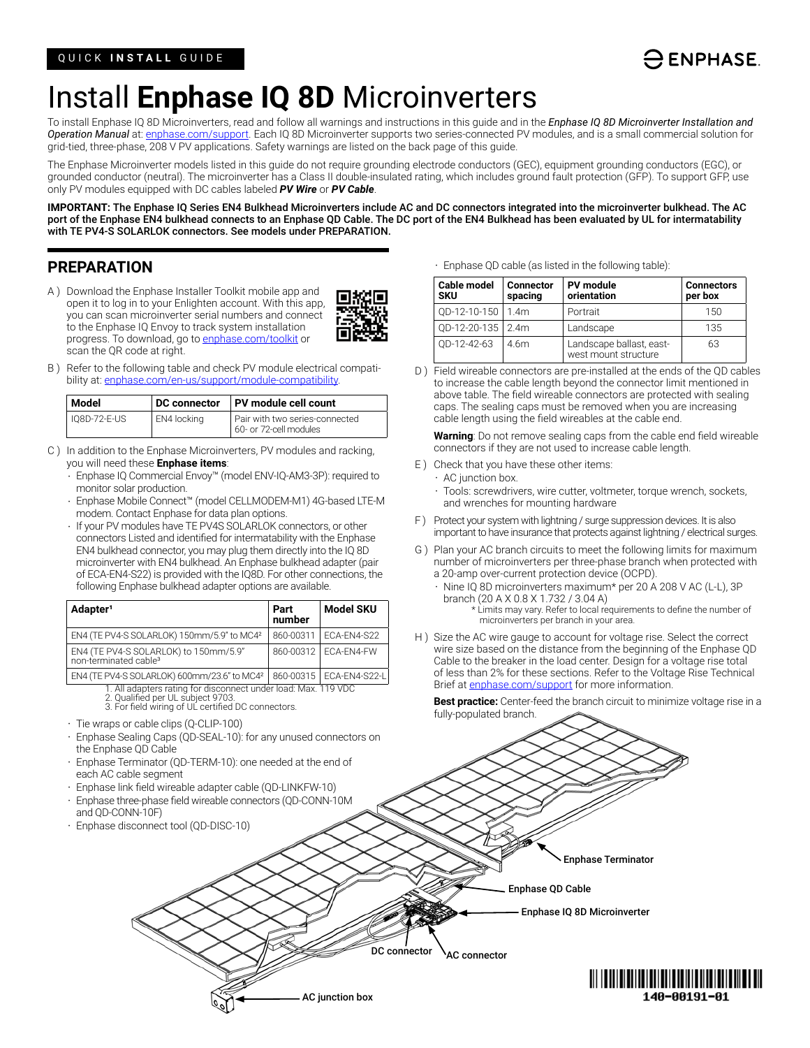QUICK **INSTALL** GUIDE

# Install **Enphase IQ 8D** Microinverters

To install Enphase IQ 8D Microinverters, read and follow all warnings and instructions in this guide and in the ***Enphase IQ 8D Microinverter Installation and Operation Manual*** at: enphase.com/support. Each IQ 8D Microinverter supports two series-connected PV modules, and is a small commercial solution for grid-tied, three-phase, 208 V PV applications. Safety warnings are listed on the back page of this guide.

The Enphase Microinverter models listed in this guide do not require grounding electrode conductors (GEC), equipment grounding conductors (EGC), or grounded conductor (neutral). The microinverter has a Class II double-insulated rating, which includes ground fault protection (GFP). To support GFP, use only PV modules equipped with DC cables labeled ***PV Wire*** or ***PV Cable***.

**IMPORTANT: The Enphase IQ Series EN4 Bulkhead Microinverters include AC and DC connectors integrated into the microinverter bulkhead. The AC port of the Enphase EN4 bulkhead connects to an Enphase QD Cable. The DC port of the EN4 Bulkhead has been evaluated by UL for intermatability with TE PV4-S SOLARLOK connectors. See models under PREPARATION.**

## PREPARATION

A ) Download the Enphase Installer Toolkit mobile app and open it to log in to your Enlighten account. With this app, you can scan microinverter serial numbers and connect to the Enphase IQ Envoy to track system installation progress. To download, go to enphase.com/toolkit or scan the QR code at right.

B ) Refer to the following table and check PV module electrical compatibility at: enphase.com/en-us/support/module-compatibility.

| Model | DC connector | PV module cell count |
|---|---|---|
| IQ8D-72-E-US | EN4 locking | Pair with two series-connected 60- or 72-cell modules |

C ) In addition to the Enphase Microinverters, PV modules and racking, you will need these **Enphase items**:

- Enphase IQ Commercial Envoy™ (model ENV-IQ-AM3-3P): required to monitor solar production.
- Enphase Mobile Connect™ (model CELLMODEM-M1) 4G-based LTE-M modem. Contact Enphase for data plan options.
- If your PV modules have TE PV4S SOLARLOK connectors, or other connectors Listed and identified for intermatability with the Enphase EN4 bulkhead connector, you may plug them directly into the IQ 8D microinverter with EN4 bulkhead. An Enphase bulkhead adapter (pair of ECA-EN4-S22) is provided with the IQ8D. For other connections, the following Enphase bulkhead adapter options are available.

| Adapter[1] | Part number | Model SKU |
|---|---|---|
| EN4 (TE PV4-S SOLARLOK) 150mm/5.9" to MC4[2] | 860-00311 | ECA-EN4-S22 |
| EN4 (TE PV4-S SOLARLOK) to 150mm/5.9" non-terminated cable[3] | 860-00312 | ECA-EN4-FW |
| EN4 (TE PV4-S SOLARLOK) 600mm/23.6" to MC4[2] | 860-00315 | ECA-EN4-S22-L |

1. All adapters rating for disconnect under load: Max. 119 VDC
2. Qualified per UL subject 9703.
3. For field wiring of UL certified DC connectors.

- Tie wraps or cable clips (Q-CLIP-100)
- Enphase Sealing Caps (QD-SEAL-10): for any unused connectors on the Enphase QD Cable
- Enphase Terminator (QD-TERM-10): one needed at the end of each AC cable segment
- Enphase link field wireable adapter cable (QD-LINKFW-10)
- Enphase three-phase field wireable connectors (QD-CONN-10M and QD-CONN-10F)
- Enphase disconnect tool (QD-DISC-10)
- Enphase QD cable (as listed in the following table):

| Cable model SKU | Connector spacing | PV module orientation | Connectors per box |
|---|---|---|---|
| QD-12-10-150 | 1.4m | Portrait | 150 |
| QD-12-20-135 | 2.4m | Landscape | 135 |
| QD-12-42-63 | 4.6m | Landscape ballast, east-west mount structure | 63 |

D ) Field wireable connectors are pre-installed at the ends of the QD cables to increase the cable length beyond the connector limit mentioned in above table. The field wireable connectors are protected with sealing caps. The sealing caps must be removed when you are increasing cable length using the field wireables at the cable end.

**Warning**: Do not remove sealing caps from the cable end field wireable connectors if they are not used to increase cable length.

E ) Check that you have these other items:

- AC junction box.
- Tools: screwdrivers, wire cutter, voltmeter, torque wrench, sockets, and wrenches for mounting hardware

F ) Protect your system with lightning / surge suppression devices. It is also important to have insurance that protects against lightning / electrical surges.

G ) Plan your AC branch circuits to meet the following limits for maximum number of microinverters per three-phase branch when protected with a 20-amp over-current protection device (OCPD).

- Nine IQ 8D microinverters maximum* per 20 A 208 V AC (L-L), 3P branch (20 A X 0.8 X 1.732 / 3.04 A)
  - \* Limits may vary. Refer to local requirements to define the number of microinverters per branch in your area.

H ) Size the AC wire gauge to account for voltage rise. Select the correct wire size based on the distance from the beginning of the Enphase QD Cable to the breaker in the load center. Design for a voltage rise total of less than 2% for these sections. Refer to the Voltage Rise Technical Brief at enphase.com/support for more information.

**Best practice:** Center-feed the branch circuit to minimize voltage rise in a fully-populated branch.

Enphase Terminator

Enphase QD Cable

Enphase IQ 8D Microinverter

DC connector

AC connector

AC junction box

140-00191-01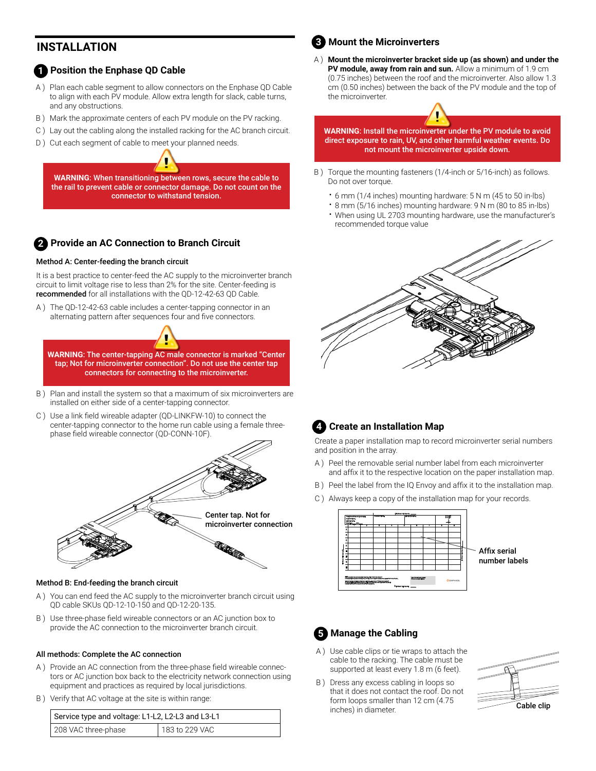## INSTALLATION

### 1 Position the Enphase QD Cable

A ) Plan each cable segment to allow connectors on the Enphase QD Cable to align with each PV module. Allow extra length for slack, cable turns, and any obstructions.

B ) Mark the approximate centers of each PV module on the PV racking.

C ) Lay out the cabling along the installed racking for the AC branch circuit.

D ) Cut each segment of cable to meet your planned needs.

**WARNING: When transitioning between rows, secure the cable to the rail to prevent cable or connector damage. Do not count on the connector to withstand tension.**

### 2 Provide an AC Connection to Branch Circuit

#### Method A: Center-feeding the branch circuit

It is a best practice to center-feed the AC supply to the microinverter branch circuit to limit voltage rise to less than 2% for the site. Center-feeding is **recommended** for all installations with the QD-12-42-63 QD Cable.

A ) The QD-12-42-63 cable includes a center-tapping connector in an alternating pattern after sequences four and five connectors.

**WARNING: The center-tapping AC male connector is marked "Center tap; Not for microinverter connection". Do not use the center tap connectors for connecting to the microinverter.**

B ) Plan and install the system so that a maximum of six microinverters are installed on either side of a center-tapping connector.

C ) Use a link field wireable adapter (QD-LINKFW-10) to connect the center-tapping connector to the home run cable using a female three-phase field wireable connector (QD-CONN-10F).

Center tap. Not for microinverter connection

#### Method B: End-feeding the branch circuit

A ) You can end feed the AC supply to the microinverter branch circuit using QD cable SKUs QD-12-10-150 and QD-12-20-135.

B ) Use three-phase field wireable connectors or an AC junction box to provide the AC connection to the microinverter branch circuit.

#### All methods: Complete the AC connection

A ) Provide an AC connection from the three-phase field wireable connectors or AC junction box back to the electricity network connection using equipment and practices as required by local jurisdictions.

B ) Verify that AC voltage at the site is within range:

| Service type and voltage: L1-L2, L2-L3 and L3-L1 | |
|---|---|
| 208 VAC three-phase | 183 to 229 VAC |

### 3 Mount the Microinverters

A ) **Mount the microinverter bracket side up (as shown) and under the PV module, away from rain and sun.** Allow a minimum of 1.9 cm (0.75 inches) between the roof and the microinverter. Also allow 1.3 cm (0.50 inches) between the back of the PV module and the top of the microinverter.

**WARNING: Install the microinverter under the PV module to avoid direct exposure to rain, UV, and other harmful weather events. Do not mount the microinverter upside down.**

B ) Torque the mounting fasteners (1/4-inch or 5/16-inch) as follows. Do not over torque.

- 6 mm (1/4 inches) mounting hardware: 5 N m (45 to 50 in-lbs)
- 8 mm (5/16 inches) mounting hardware: 9 N m (80 to 85 in-lbs)
- When using UL 2703 mounting hardware, use the manufacturer's recommended torque value

### 4 Create an Installation Map

Create a paper installation map to record microinverter serial numbers and position in the array.

A ) Peel the removable serial number label from each microinverter and affix it to the respective location on the paper installation map.

B ) Peel the label from the IQ Envoy and affix it to the installation map.

C ) Always keep a copy of the installation map for your records.

Affix serial number labels

### 5 Manage the Cabling

A ) Use cable clips or tie wraps to attach the cable to the racking. The cable must be supported at least every 1.8 m (6 feet).

B ) Dress any excess cabling in loops so that it does not contact the roof. Do not form loops smaller than 12 cm (4.75 inches) in diameter.

Cable clip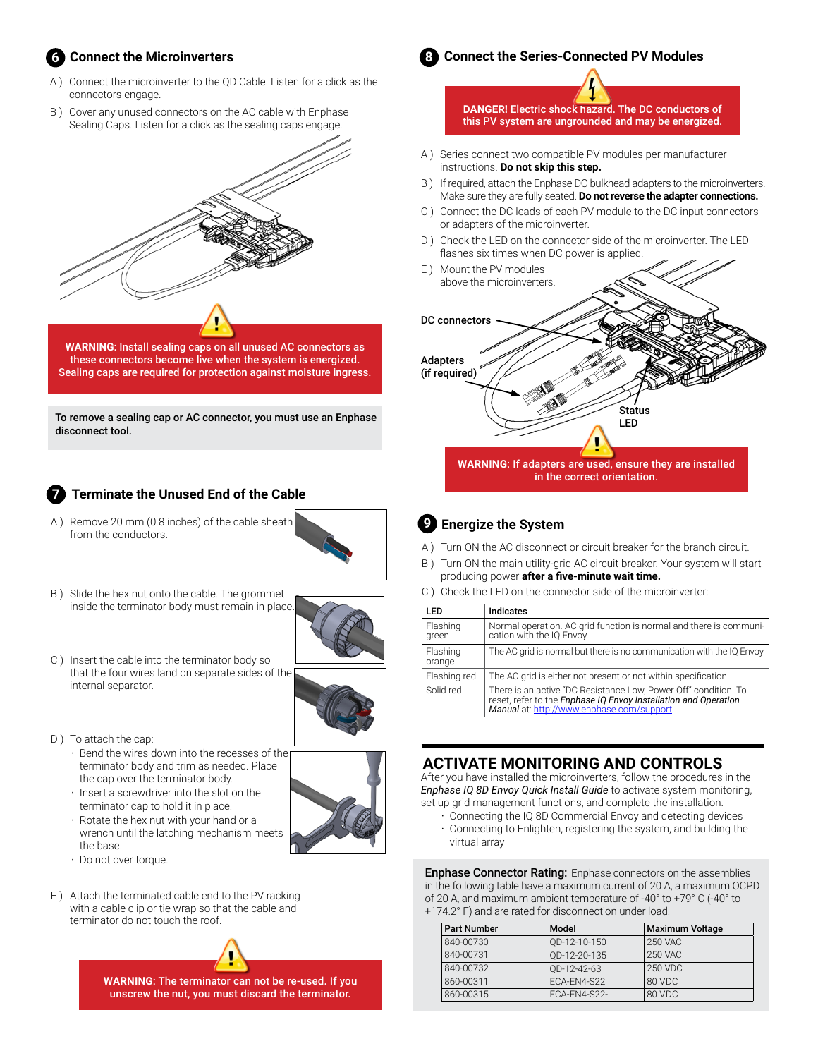## 6 Connect the Microinverters

A ) Connect the microinverter to the QD Cable. Listen for a click as the connectors engage.

B ) Cover any unused connectors on the AC cable with Enphase Sealing Caps. Listen for a click as the sealing caps engage.

**WARNING: Install sealing caps on all unused AC connectors as these connectors become live when the system is energized. Sealing caps are required for protection against moisture ingress.**

**To remove a sealing cap or AC connector, you must use an Enphase disconnect tool.**

## 7 Terminate the Unused End of the Cable

A ) Remove 20 mm (0.8 inches) of the cable sheath from the conductors.

B ) Slide the hex nut onto the cable. The grommet inside the terminator body must remain in place.

C ) Insert the cable into the terminator body so that the four wires land on separate sides of the internal separator.

D ) To attach the cap:

- Bend the wires down into the recesses of the terminator body and trim as needed. Place the cap over the terminator body.
- Insert a screwdriver into the slot on the terminator cap to hold it in place.
- Rotate the hex nut with your hand or a wrench until the latching mechanism meets the base.
- Do not over torque.

E ) Attach the terminated cable end to the PV racking with a cable clip or tie wrap so that the cable and terminator do not touch the roof.

**WARNING: The terminator can not be re-used. If you unscrew the nut, you must discard the terminator.**

## 8 Connect the Series-Connected PV Modules

**DANGER! Electric shock hazard. The DC conductors of this PV system are ungrounded and may be energized.**

A ) Series connect two compatible PV modules per manufacturer instructions. **Do not skip this step.**

B ) If required, attach the Enphase DC bulkhead adapters to the microinverters. Make sure they are fully seated. **Do not reverse the adapter connections.**

C ) Connect the DC leads of each PV module to the DC input connectors or adapters of the microinverter.

D ) Check the LED on the connector side of the microinverter. The LED flashes six times when DC power is applied.

E ) Mount the PV modules above the microinverters.

DC connectors

Adapters (if required)

Status LED

**WARNING: If adapters are used, ensure they are installed in the correct orientation.**

## 9 Energize the System

A ) Turn ON the AC disconnect or circuit breaker for the branch circuit.

B ) Turn ON the main utility-grid AC circuit breaker. Your system will start producing power **after a five-minute wait time.**

C ) Check the LED on the connector side of the microinverter:

| LED | Indicates |
|---|---|
| Flashing green | Normal operation. AC grid function is normal and there is communication with the IQ Envoy |
| Flashing orange | The AC grid is normal but there is no communication with the IQ Envoy |
| Flashing red | The AC grid is either not present or not within specification |
| Solid red | There is an active "DC Resistance Low, Power Off" condition. To reset, refer to the *Enphase IQ Envoy Installation and Operation Manual* at: http://www.enphase.com/support. |

# ACTIVATE MONITORING AND CONTROLS

After you have installed the microinverters, follow the procedures in the *Enphase IQ 8D Envoy Quick Install Guide* to activate system monitoring, set up grid management functions, and complete the installation.

- Connecting the IQ 8D Commercial Envoy and detecting devices
- Connecting to Enlighten, registering the system, and building the virtual array

**Enphase Connector Rating:** Enphase connectors on the assemblies in the following table have a maximum current of 20 A, a maximum OCPD of 20 A, and maximum ambient temperature of -40° to +79° C (-40° to +174.2° F) and are rated for disconnection under load.

| Part Number | Model | Maximum Voltage |
|---|---|---|
| 840-00730 | QD-12-10-150 | 250 VAC |
| 840-00731 | QD-12-20-135 | 250 VAC |
| 840-00732 | QD-12-42-63 | 250 VDC |
| 860-00311 | ECA-EN4-S22 | 80 VDC |
| 860-00315 | ECA-EN4-S22-L | 80 VDC |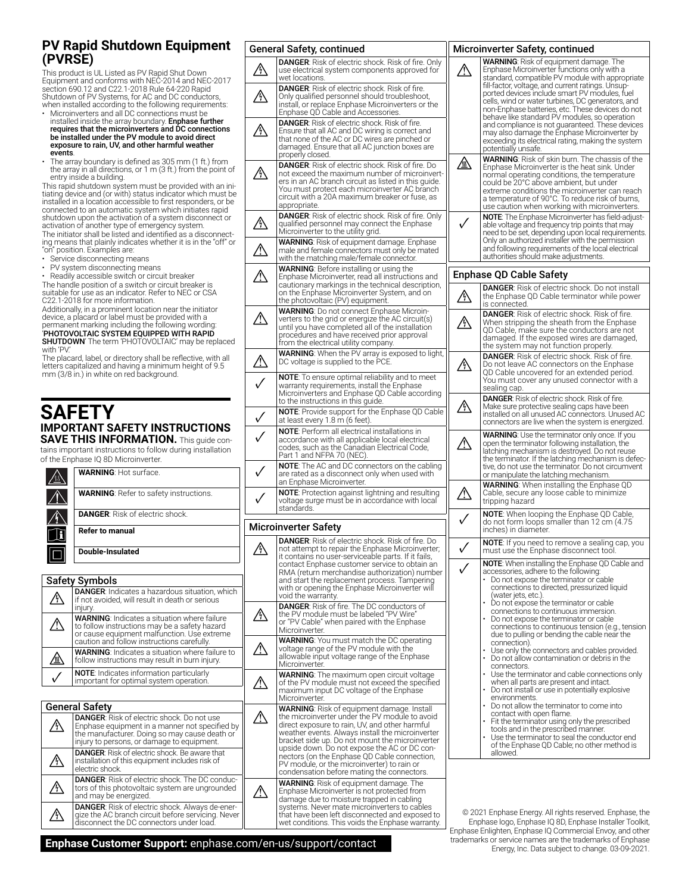## PV Rapid Shutdown Equipment (PVRSE)

This product is UL Listed as PV Rapid Shut Down Equipment and conforms with NEC-2014 and NEC-2017 section 690.12 and C22.1-2018 Rule 64-220 Rapid Shutdown of PV Systems, for AC and DC conductors, when installed according to the following requirements:

- Microinverters and all DC connections must be installed inside the array boundary. **Enphase further requires that the microinverters and DC connections be installed under the PV module to avoid direct exposure to rain, UV, and other harmful weather events**.
- The array boundary is defined as 305 mm (1 ft.) from the array in all directions, or 1 m (3 ft.) from the point of entry inside a building.

This rapid shutdown system must be provided with an initiating device and (or with) status indicator which must be installed in a location accessible to first responders, or be connected to an automatic system which initiates rapid shutdown upon the activation of a system disconnect or activation of another type of emergency system.

The initiator shall be listed and identified as a disconnecting means that plainly indicates whether it is in the "off" or "on" position. Examples are:

- Service disconnecting means
- PV system disconnecting means
- Readily accessible switch or circuit breaker

The handle position of a switch or circuit breaker is suitable for use as an indicator. Refer to NEC or CSA C22.1-2018 for more information.

Additionally, in a prominent location near the initiator device, a placard or label must be provided with a permanent marking including the following wording: '**PHOTOVOLTAIC SYSTEM EQUIPPED WITH RAPID SHUTDOWN**' The term 'PHOTOVOLTAIC' may be replaced with 'PV.'

The placard, label, or directory shall be reflective, with all letters capitalized and having a minimum height of 9.5 mm (3/8 in.) in white on red background.

# SAFETY

## IMPORTANT SAFETY INSTRUCTIONS

**SAVE THIS INFORMATION.** This guide contains important instructions to follow during installation of the Enphase IQ 8D Microinverter.

| Symbol | |
|---|---|
| (hot surface symbol) | **WARNING**: Hot surface. |
| (warning symbol) | **WARNING**: Refer to safety instructions. |
| (danger symbol) | **DANGER**: Risk of electric shock. |
| (manual symbol) | **Refer to manual** |
| (double-insulated symbol) | **Double-Insulated** |

### Safety Symbols

| | |
|---|---|
| ⚠ | **DANGER**: Indicates a hazardous situation, which if not avoided, will result in death or serious injury. |
| ⚠ | **WARNING**: Indicates a situation where failure to follow instructions may be a safety hazard or cause equipment malfunction. Use extreme caution and follow instructions carefully. |
| ⚠ | **WARNING**: Indicates a situation where failure to follow instructions may result in burn injury. |
| ✓ | **NOTE**: Indicates information particularly important for optimal system operation. |

### General Safety

| | |
|---|---|
| ⚠ | **DANGER**: Risk of electric shock. Do not use Enphase equipment in a manner not specified by the manufacturer. Doing so may cause death or injury to persons, or damage to equipment. |
| ⚠ | **DANGER**: Risk of electric shock. Be aware that installation of this equipment includes risk of electric shock. |
| ⚠ | **DANGER**: Risk of electric shock. The DC conductors of this photovoltaic system are ungrounded and may be energized. |
| ⚠ | **DANGER**: Risk of electric shock. Always de-energize the AC branch circuit before servicing. Never disconnect the DC connectors under load. |

### General Safety, continued

| | |
|---|---|
| ⚠ | **DANGER**: Risk of electric shock. Risk of fire. Only use electrical system components approved for wet locations. |
| ⚠ | **DANGER**: Risk of electric shock. Risk of fire. Only qualified personnel should troubleshoot, install, or replace Enphase Microinverters or the Enphase QD Cable and Accessories. |
| ⚠ | **DANGER**: Risk of electric shock. Risk of fire. Ensure that all AC and DC wiring is correct and that none of the AC or DC wires are pinched or damaged. Ensure that all AC junction boxes are properly closed. |
| ⚠ | **DANGER**: Risk of electric shock. Risk of fire. Do not exceed the maximum number of microinverters in an AC branch circuit as listed in this guide. You must protect each microinverter AC branch circuit with a 20A maximum breaker or fuse, as appropriate. |
| ⚠ | **DANGER**: Risk of electric shock. Risk of fire. Only qualified personnel may connect the Enphase Microinverter to the utility grid. |
| ⚠ | **WARNING**: Risk of equipment damage. Enphase male and female connectors must only be mated with the matching male/female connector. |
| ⚠ | **WARNING**: Before installing or using the Enphase Microinverter, read all instructions and cautionary markings in the technical description, on the Enphase Microinverter System, and on the photovoltaic (PV) equipment. |
| ⚠ | **WARNING**: Do not connect Enphase Microinverters to the grid or energize the AC circuit(s) until you have completed all of the installation procedures and have received prior approval from the electrical utility company. |
| ⚠ | **WARNING**: When the PV array is exposed to light, DC voltage is supplied to the PCE. |
| ✓ | **NOTE**: To ensure optimal reliability and to meet warranty requirements, install the Enphase Microinverters and Enphase QD Cable according to the instructions in this guide. |
| ✓ | **NOTE**: Provide support for the Enphase QD Cable at least every 1.8 m (6 feet). |
| ✓ | **NOTE**: Perform all electrical installations in accordance with all applicable local electrical codes, such as the Canadian Electrical Code, Part 1 and NFPA 70 (NEC). |
| ✓ | **NOTE**: The AC and DC connectors on the cabling are rated as a disconnect only when used with an Enphase Microinverter. |
| ✓ | **NOTE**: Protection against lightning and resulting voltage surge must be in accordance with local standards. |

### Microinverter Safety

| | |
|---|---|
| ⚠ | **DANGER**: Risk of electric shock. Risk of fire. Do not attempt to repair the Enphase Microinverter; it contains no user-serviceable parts. If it fails, contact Enphase customer service to obtain an RMA (return merchandise authorization) number and start the replacement process. Tampering with or opening the Enphase Microinverter will void the warranty. |
| ⚠ | **DANGER**: Risk of fire. The DC conductors of the PV module must be labeled "PV Wire" or "PV Cable" when paired with the Enphase Microinverter. |
| ⚠ | **WARNING**: You must match the DC operating voltage range of the PV module with the allowable input voltage range of the Enphase Microinverter. |
| ⚠ | **WARNING**: The maximum open circuit voltage of the PV module must not exceed the specified maximum input DC voltage of the Enphase Microinverter. |
| ⚠ | **WARNING**: Risk of equipment damage. Install the microinverter under the PV module to avoid direct exposure to rain, UV, and other harmful weather events. Always install the microinverter bracket side up. Do not mount the microinverter upside down. Do not expose the AC or DC connectors (on the Enphase QD Cable connection, PV module, or the microinverter) to rain or condensation before mating the connectors. |
| ⚠ | **WARNING**: Risk of equipment damage. The Enphase Microinverter is not protected from damage due to moisture trapped in cabling systems. Never mate microinverters to cables that have been left disconnected and exposed to wet conditions. This voids the Enphase warranty. |

### Microinverter Safety, continued

| | |
|---|---|
| ⚠ | **WARNING**: Risk of equipment damage. The Enphase Microinverter functions only with a standard, compatible PV module with appropriate fill-factor, voltage, and current ratings. Unsupported devices include smart PV modules, fuel cells, wind or water turbines, DC generators, and non-Enphase batteries, etc. These devices do not behave like standard PV modules, so operation and compliance is not guaranteed. These devices may also damage the Enphase Microinverter by exceeding its electrical rating, making the system potentially unsafe. |
| ⚠ | **WARNING**: Risk of skin burn. The chassis of the Enphase Microinverter is the heat sink. Under normal operating conditions, the temperature could be 20°C above ambient, but under extreme conditions the microinverter can reach a temperature of 90°C. To reduce risk of burns, use caution when working with microinverters. |
| ✓ | **NOTE**: The Enphase Microinverter has field-adjustable voltage and frequency trip points that may need to be set, depending upon local requirements. Only an authorized installer with the permission and following requirements of the local electrical authorities should make adjustments. |

### Enphase QD Cable Safety

| | |
|---|---|
| ⚠ | **DANGER**: Risk of electric shock. Do not install the Enphase QD Cable terminator while power is connected. |
| ⚠ | **DANGER**: Risk of electric shock. Risk of fire. When stripping the sheath from the Enphase QD Cable, make sure the conductors are not damaged. If the exposed wires are damaged, the system may not function properly. |
| ⚠ | **DANGER**: Risk of electric shock. Risk of fire. Do not leave AC connectors on the Enphase QD Cable uncovered for an extended period. You must cover any unused connector with a sealing cap. |
| ⚠ | **DANGER**: Risk of electric shock. Risk of fire. Make sure protective sealing caps have been installed on all unused AC connectors. Unused AC connectors are live when the system is energized. |
| ⚠ | **WARNING**: Use the terminator only once. If you open the terminator following installation, the latching mechanism is destroyed. Do not reuse the terminator. If the latching mechanism is defective, do not use the terminator. Do not circumvent or manipulate the latching mechanism. |
| ⚠ | **WARNING**: When installing the Enphase QD Cable, secure any loose cable to minimize tripping hazard |
| ✓ | **NOTE**: When looping the Enphase QD Cable, do not form loops smaller than 12 cm (4.75 inches) in diameter. |
| ✓ | **NOTE**: If you need to remove a sealing cap, you must use the Enphase disconnect tool. |
| ✓ | **NOTE**: When installing the Enphase QD Cable and accessories, adhere to the following:<br>• Do not expose the terminator or cable connections to directed, pressurized liquid (water jets, etc.).<br>• Do not expose the terminator or cable connections to continuous immersion.<br>• Do not expose the terminator or cable connections to continuous tension (e.g., tension due to pulling or bending the cable near the connection).<br>• Use only the connectors and cables provided.<br>• Do not allow contamination or debris in the connectors.<br>• Use the terminator and cable connections only when all parts are present and intact.<br>• Do not install or use in potentially explosive environments.<br>• Do not allow the terminator to come into contact with open flame.<br>• Fit the terminator using only the prescribed tools and in the prescribed manner.<br>• Use the terminator to seal the conductor end of the Enphase QD Cable; no other method is allowed. |

**Enphase Customer Support:** enphase.com/en-us/support/contact

© 2021 Enphase Energy. All rights reserved. Enphase, the Enphase logo, Enphase IQ 8D, Enphase Installer Toolkit, Enphase Enlighten, Enphase IQ Commercial Envoy, and other trademarks or service names are the trademarks of Enphase Energy, Inc. Data subject to change. 03-09-2021.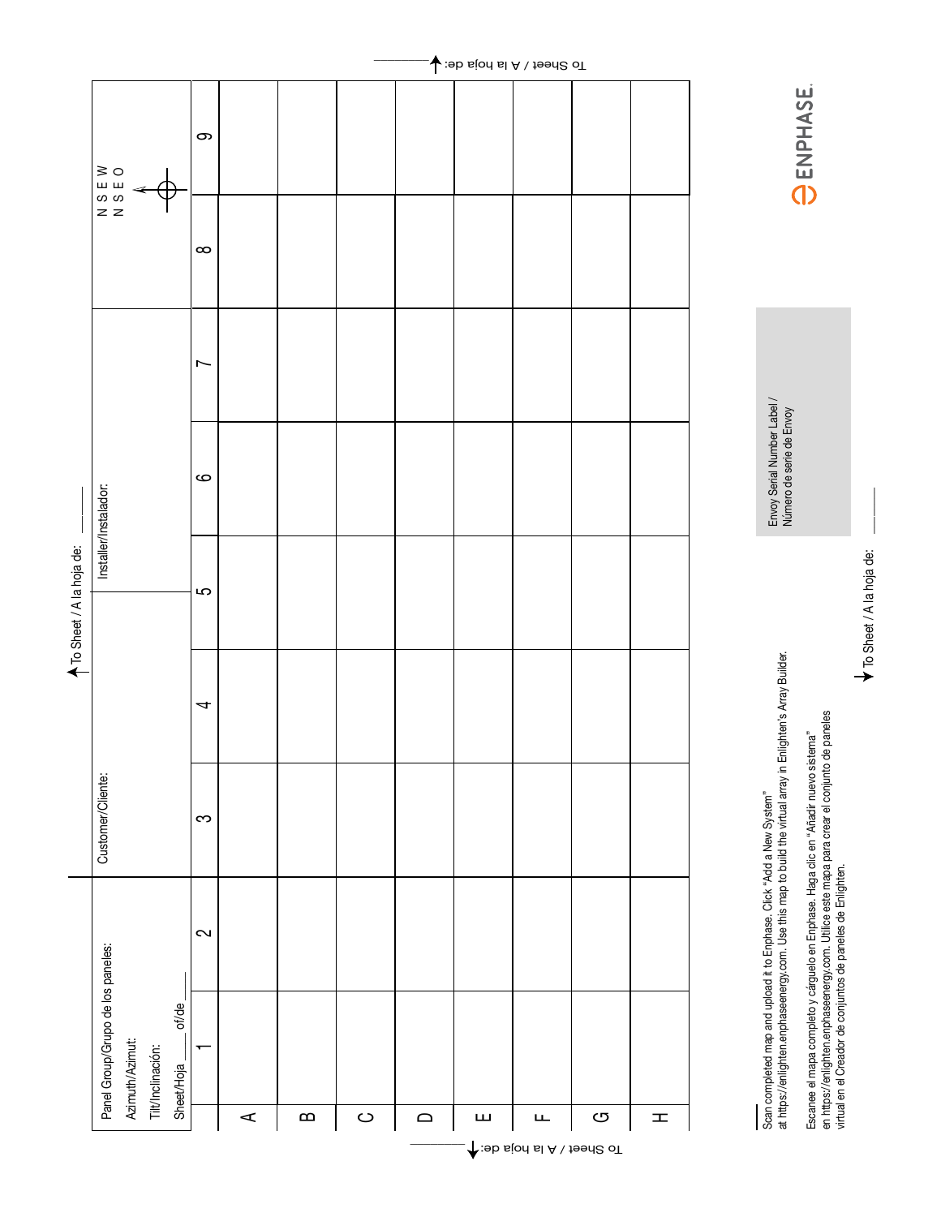To Sheet / A la hoja de: ____

Panel Group/Grupo de los paneles:

Azimuth/Azimut:

Tilt/Inclinación:

Sheet/Hoja ____ of/de ____

Customer/Cliente:

Installer/Instalador:

N S E W
N S E O

| | 1 | 2 | 3 | 4 | 5 | 6 | 7 | 8 | 9 |
|---|---|---|---|---|---|---|---|---|---|
| A | | | | | | | | | |
| B | | | | | | | | | |
| C | | | | | | | | | |
| D | | | | | | | | | |
| E | | | | | | | | | |
| F | | | | | | | | | |
| G | | | | | | | | | |
| H | | | | | | | | | |

To Sheet / A la hoja de: ____

To Sheet / A la hoja de: ____

To Sheet / A la hoja de: ____

Scan completed map and upload it to Enphase. Click "Add a New System" at https://enlighten.enphaseenergy.com. Use this map to build the virtual array in Enlighten's Array Builder.

Escanee el mapa completo y cárguelo en Enphase. Haga clic en "Añadir nuevo sistema" en https://enlighten.enphaseenergy.com. Utilice este mapa para crear el conjunto de paneles virtual en el Creador de conjuntos de paneles de Enlighten.

Envoy Serial Number Label / Número de serie de Envoy

ENPHASE.